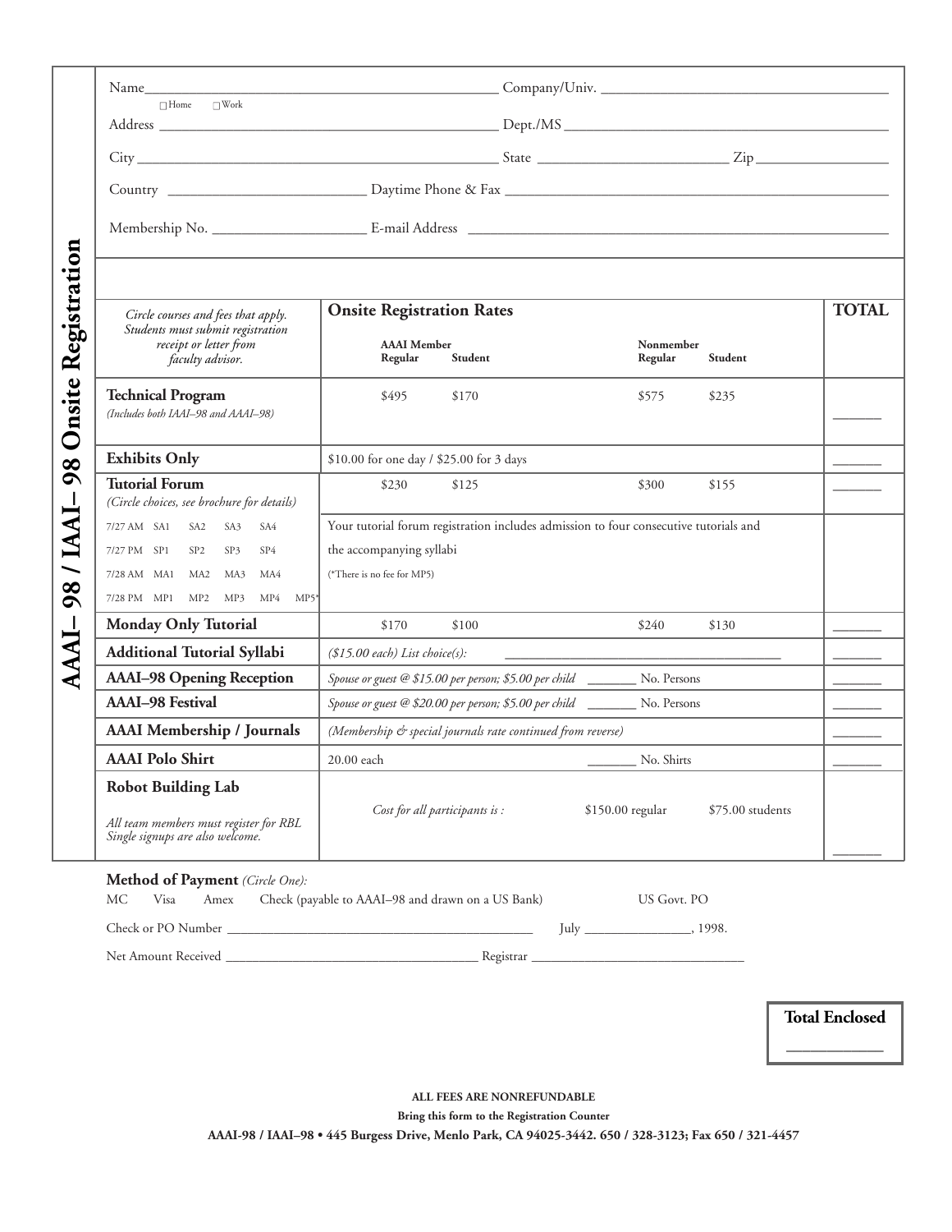# AAAI– 98 / IAAI– 98 Onsite Registration

Name_______________________________________ Company/Univ. ______________________________________

☐ Home ☐ Work

Address ______________________________________ Dept./MS ______________________________________

City ______________________________________ State ______________________ Zip ________________

Country ______________________ Daytime Phone & Fax ______________________________________

Membership No. __________________ E-mail Address ______________________________________

| *Circle courses and fees that apply. Students must submit registration receipt or letter from faculty advisor.* | **Onsite Registration Rates** | | | | **TOTAL** |
|---|---|---|---|---|---|
| | **AAAI Member** Regular | Student | **Nonmember** Regular | Student | |
| **Technical Program** *(Includes both IAAI–98 and AAAI–98)* | $495 | $170 | $575 | $235 | _______ |
| **Exhibits Only** | $10.00 for one day / $25.00 for 3 days | | | | _______ |
| **Tutorial Forum** *(Circle choices, see brochure for details)* | $230 | $125 | $300 | $155 | _______ |
| 7/27 AM SA1 SA2 SA3 SA4<br>7/27 PM SP1 SP2 SP3 SP4<br>7/28 AM MA1 MA2 MA3 MA4<br>7/28 PM MP1 MP2 MP3 MP4 MP5* | Your tutorial forum registration includes admission to four consecutive tutorials and the accompanying syllabi<br>(*There is no fee for MP5) | | | | |
| **Monday Only Tutorial** | $170 | $100 | $240 | $130 | _______ |
| **Additional Tutorial Syllabi** | *($15.00 each) List choice(s):* ______________________________ | | | | _______ |
| **AAAI–98 Opening Reception** | *Spouse or guest @ $15.00 per person; $5.00 per child* _______ No. Persons | | | | _______ |
| **AAAI–98 Festival** | *Spouse or guest @ $20.00 per person; $5.00 per child* _______ No. Persons | | | | _______ |
| **AAAI Membership / Journals** | *(Membership & special journals rate continued from reverse)* | | | | _______ |
| **AAAI Polo Shirt** | 20.00 each _______ No. Shirts | | | | _______ |
| **Robot Building Lab**<br>*All team members must register for RBL Single signups are also welcome.* | *Cost for all participants is :* $150.00 regular $75.00 students | | | | _______ |

**Method of Payment** *(Circle One):*

MC Visa Amex Check (payable to AAAI–98 and drawn on a US Bank) US Govt. PO

Check or PO Number ______________________________ July ______________, 1998.

Net Amount Received ____________________________ Registrar ________________________

**Total Enclosed**

____________

**ALL FEES ARE NONREFUNDABLE**

**Bring this form to the Registration Counter**

**AAAI-98 / IAAI–98 • 445 Burgess Drive, Menlo Park, CA 94025-3442. 650 / 328-3123; Fax 650 / 321-4457**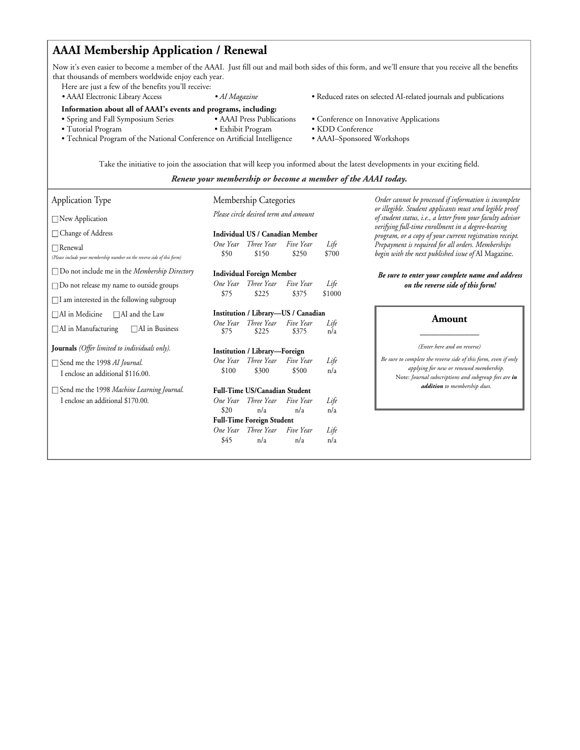# AAAI Membership Application / Renewal

Now it's even easier to become a member of the AAAI. Just fill out and mail both sides of this form, and we'll ensure that you receive all the benefits that thousands of members worldwide enjoy each year.

Here are just a few of the benefits you'll receive:

- AAAI Electronic Library Access
- *AI Magazine*
- Reduced rates on selected AI-related journals and publications

**Information about all of AAAI's events and programs, including:**

- Spring and Fall Symposium Series
- AAAI Press Publications
- Conference on Innovative Applications
- Tutorial Program
- Exhibit Program
- KDD Conference
- Technical Program of the National Conference on Artificial Intelligence
- AAAI–Sponsored Workshops

Take the initiative to join the association that will keep you informed about the latest developments in your exciting field.

***Renew your membership or become a member of the AAAI today.***

## Application Type

☐ New Application

☐ Change of Address

☐ Renewal
*(Please include your membership number on the reverse side of this form)*

☐ Do not include me in the *Membership Directory*

☐ Do not release my name to outside groups

☐ I am interested in the following subgroup

☐ AI in Medicine ☐ AI and the Law

☐ AI in Manufacturing ☐ AI in Business

**Journals** *(Offer limited to individuals only).*

☐ Send me the 1998 *AI Journal*.
I enclose an additional $116.00.

☐ Send me the 1998 *Machine Learning Journal*.
I enclose an additional $170.00.

## Membership Categories

*Please circle desired term and amount*

**Individual US / Canadian Member**

| *One Year* | *Three Year* | *Five Year* | *Life* |
|---|---|---|---|
| $50 | $150 | $250 | $700 |

**Individual Foreign Member**

| *One Year* | *Three Year* | *Five Year* | *Life* |
|---|---|---|---|
| $75 | $225 | $375 | $1000 |

**Institution / Library—US / Canadian**

| *One Year* | *Three Year* | *Five Year* | *Life* |
|---|---|---|---|
| $75 | $225 | $375 | n/a |

**Institution / Library—Foreign**

| *One Year* | *Three Year* | *Five Year* | *Life* |
|---|---|---|---|
| $100 | $300 | $500 | n/a |

**Full-Time US/Canadian Student**

| *One Year* | *Three Year* | *Five Year* | *Life* |
|---|---|---|---|
| $20 | n/a | n/a | n/a |

**Full-Time Foreign Student**

| *One Year* | *Three Year* | *Five Year* | *Life* |
|---|---|---|---|
| $45 | n/a | n/a | n/a |

*Order cannot be processed if information is incomplete or illegible. Student applicants must send legible proof of student status, i.e., a letter from your faculty advisor verifying full-time enrollment in a degree-bearing program, or a copy of your current registration receipt. Prepayment is required for all orders. Memberships begin with the next published issue of* AI Magazine.

***Be sure to enter your complete name and address on the reverse side of this form!***

**Amount**

\_\_\_\_\_\_\_\_\_\_\_\_

*(Enter here and on reverse)*

*Be sure to complete the reverse side of this form, even if only applying for new or renewed membership.*
Note: *Journal subscriptions and subgroup fees are* ***in addition*** *to membership dues.*